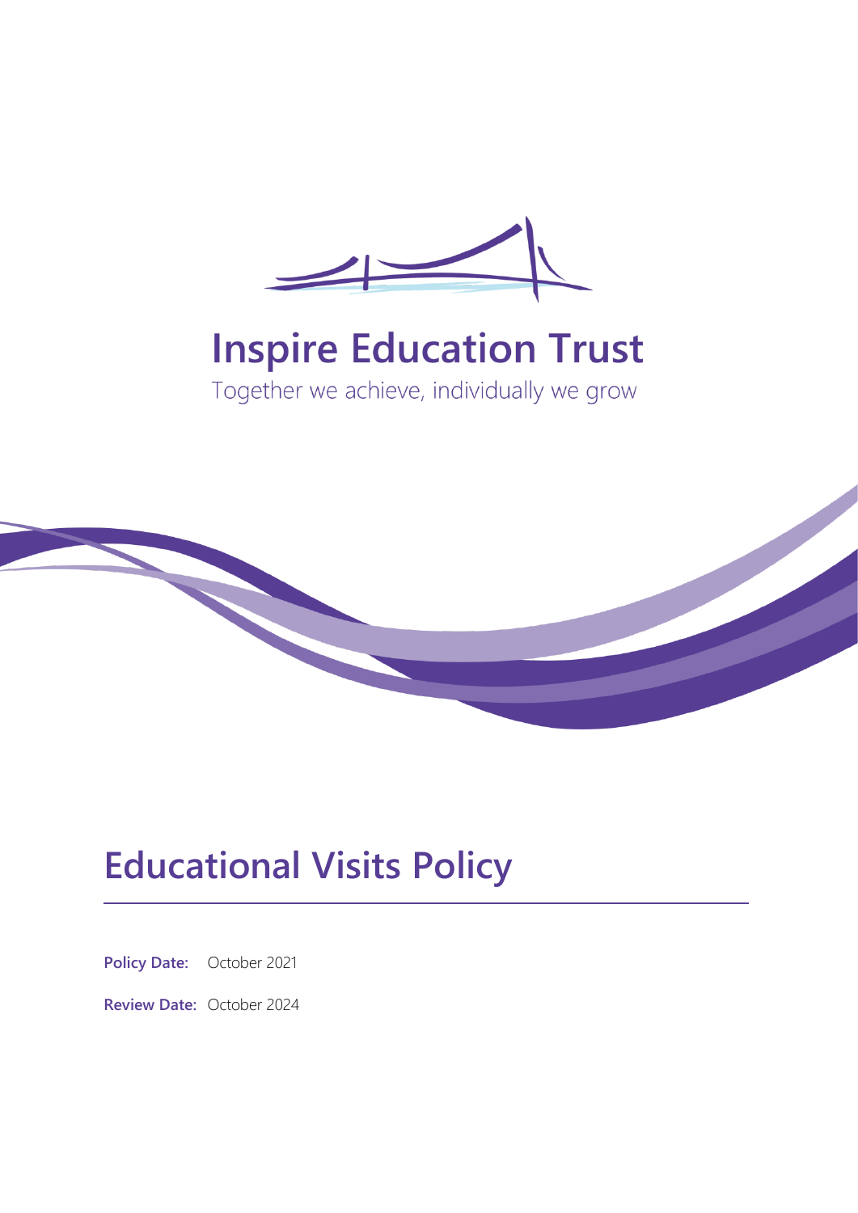# Inspire Education Trust

Together we achieve, individually we grow

# Educational Visits Policy

**Policy Date:** October 2021

**Review Date:** October 2024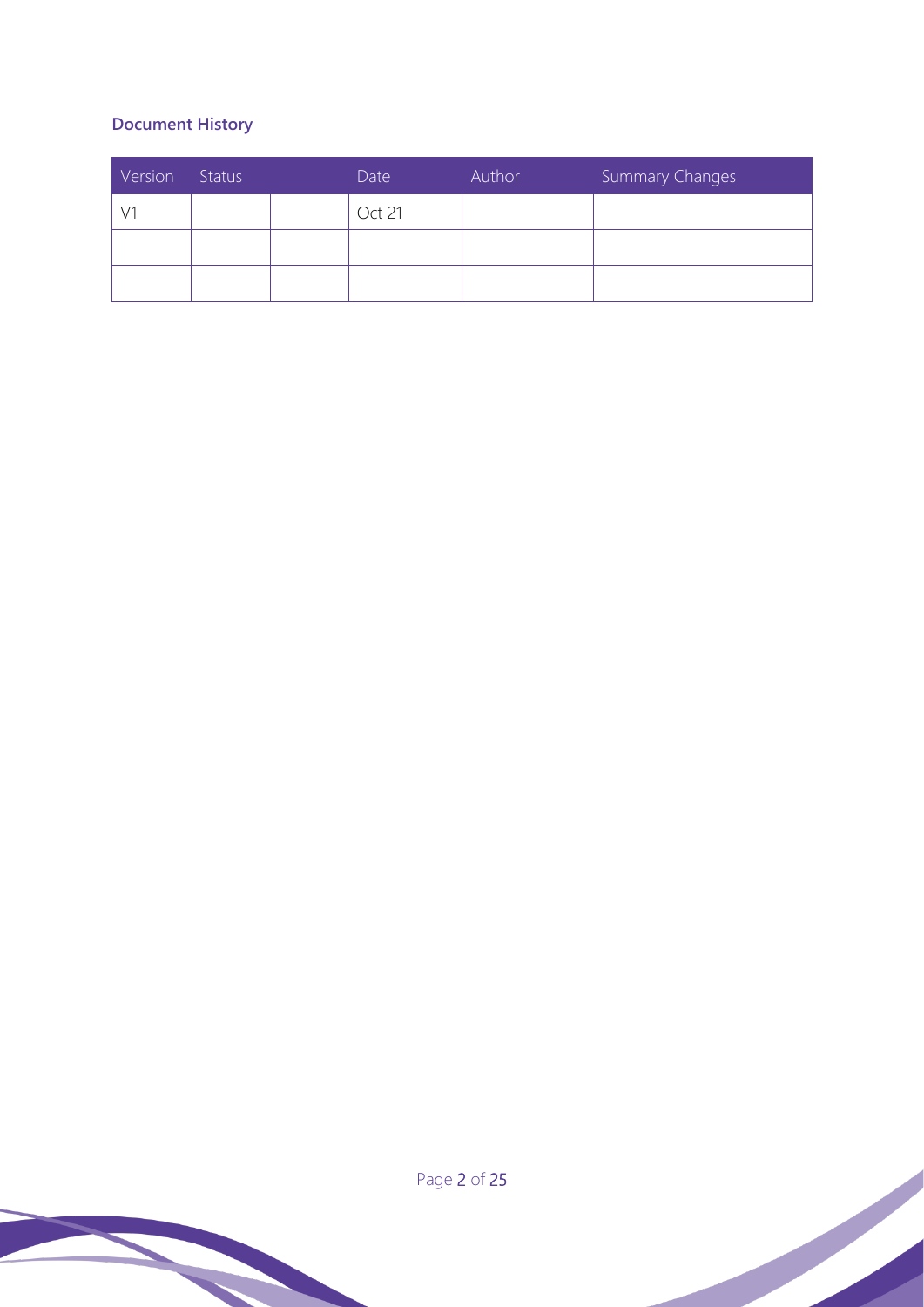### Document History

| Version | Status | | Date | Author | Summary Changes |
|---|---|---|---|---|---|
| V1 | | | Oct 21 | | |
| | | | | | |
| | | | | | |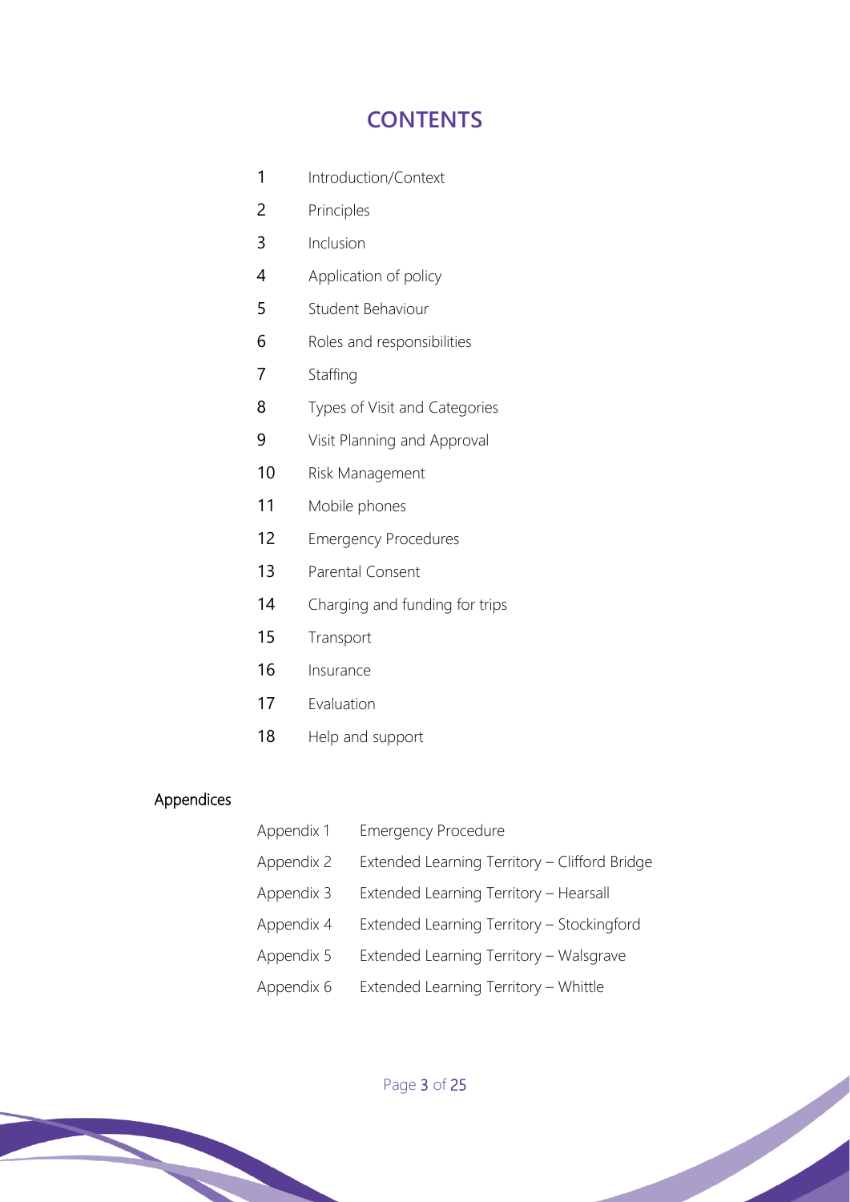# CONTENTS

| | |
|---|---|
| 1 | Introduction/Context |
| 2 | Principles |
| 3 | Inclusion |
| 4 | Application of policy |
| 5 | Student Behaviour |
| 6 | Roles and responsibilities |
| 7 | Staffing |
| 8 | Types of Visit and Categories |
| 9 | Visit Planning and Approval |
| 10 | Risk Management |
| 11 | Mobile phones |
| 12 | Emergency Procedures |
| 13 | Parental Consent |
| 14 | Charging and funding for trips |
| 15 | Transport |
| 16 | Insurance |
| 17 | Evaluation |
| 18 | Help and support |

## Appendices

| | |
|---|---|
| Appendix 1 | Emergency Procedure |
| Appendix 2 | Extended Learning Territory – Clifford Bridge |
| Appendix 3 | Extended Learning Territory – Hearsall |
| Appendix 4 | Extended Learning Territory – Stockingford |
| Appendix 5 | Extended Learning Territory – Walsgrave |
| Appendix 6 | Extended Learning Territory – Whittle |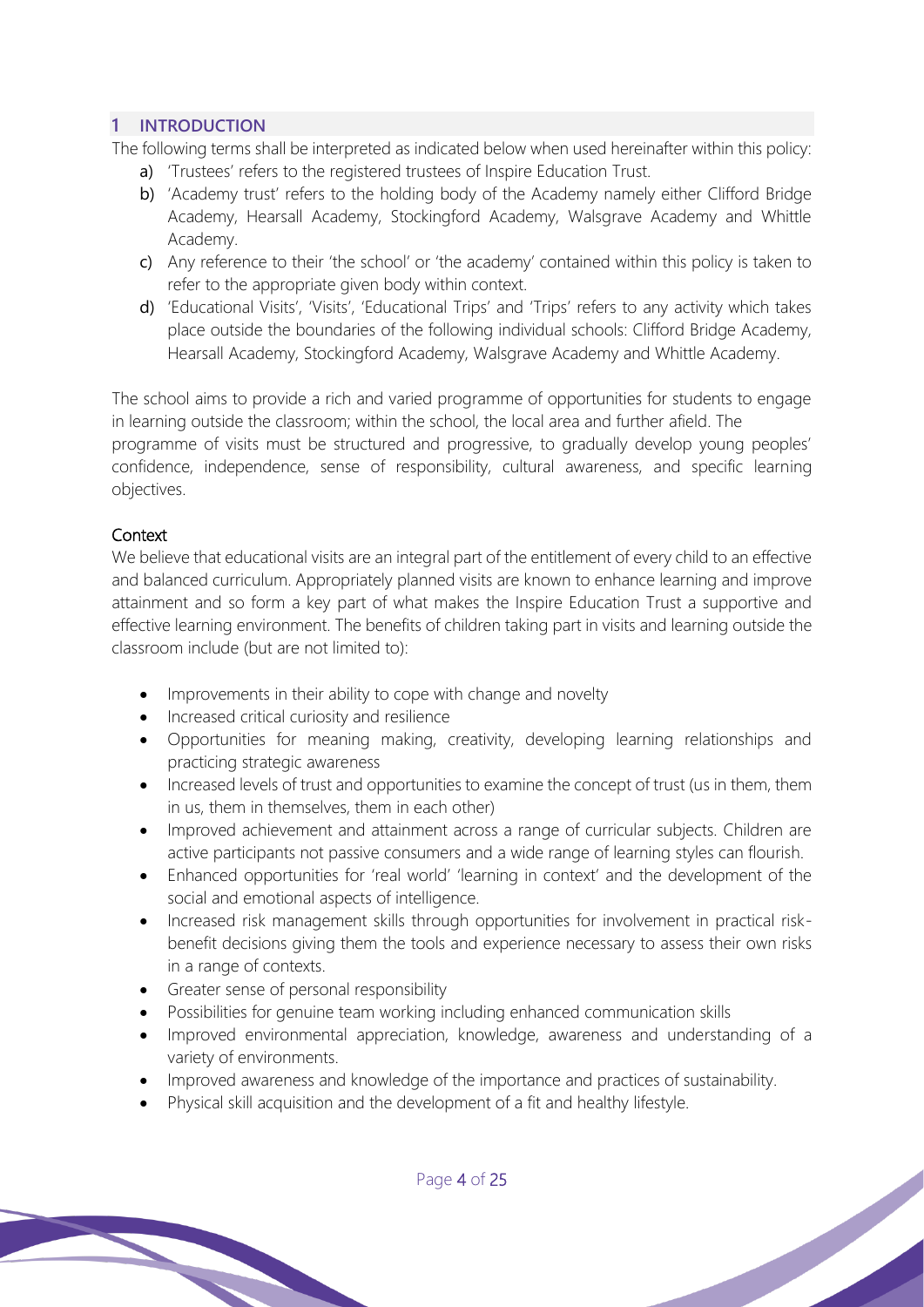## 1 INTRODUCTION

The following terms shall be interpreted as indicated below when used hereinafter within this policy:

a) 'Trustees' refers to the registered trustees of Inspire Education Trust.
b) 'Academy trust' refers to the holding body of the Academy namely either Clifford Bridge Academy, Hearsall Academy, Stockingford Academy, Walsgrave Academy and Whittle Academy.
c) Any reference to their 'the school' or 'the academy' contained within this policy is taken to refer to the appropriate given body within context.
d) 'Educational Visits', 'Visits', 'Educational Trips' and 'Trips' refers to any activity which takes place outside the boundaries of the following individual schools: Clifford Bridge Academy, Hearsall Academy, Stockingford Academy, Walsgrave Academy and Whittle Academy.

The school aims to provide a rich and varied programme of opportunities for students to engage in learning outside the classroom; within the school, the local area and further afield. The programme of visits must be structured and progressive, to gradually develop young peoples' confidence, independence, sense of responsibility, cultural awareness, and specific learning objectives.

### Context

We believe that educational visits are an integral part of the entitlement of every child to an effective and balanced curriculum. Appropriately planned visits are known to enhance learning and improve attainment and so form a key part of what makes the Inspire Education Trust a supportive and effective learning environment. The benefits of children taking part in visits and learning outside the classroom include (but are not limited to):

- Improvements in their ability to cope with change and novelty
- Increased critical curiosity and resilience
- Opportunities for meaning making, creativity, developing learning relationships and practicing strategic awareness
- Increased levels of trust and opportunities to examine the concept of trust (us in them, them in us, them in themselves, them in each other)
- Improved achievement and attainment across a range of curricular subjects. Children are active participants not passive consumers and a wide range of learning styles can flourish.
- Enhanced opportunities for 'real world' 'learning in context' and the development of the social and emotional aspects of intelligence.
- Increased risk management skills through opportunities for involvement in practical risk-benefit decisions giving them the tools and experience necessary to assess their own risks in a range of contexts.
- Greater sense of personal responsibility
- Possibilities for genuine team working including enhanced communication skills
- Improved environmental appreciation, knowledge, awareness and understanding of a variety of environments.
- Improved awareness and knowledge of the importance and practices of sustainability.
- Physical skill acquisition and the development of a fit and healthy lifestyle.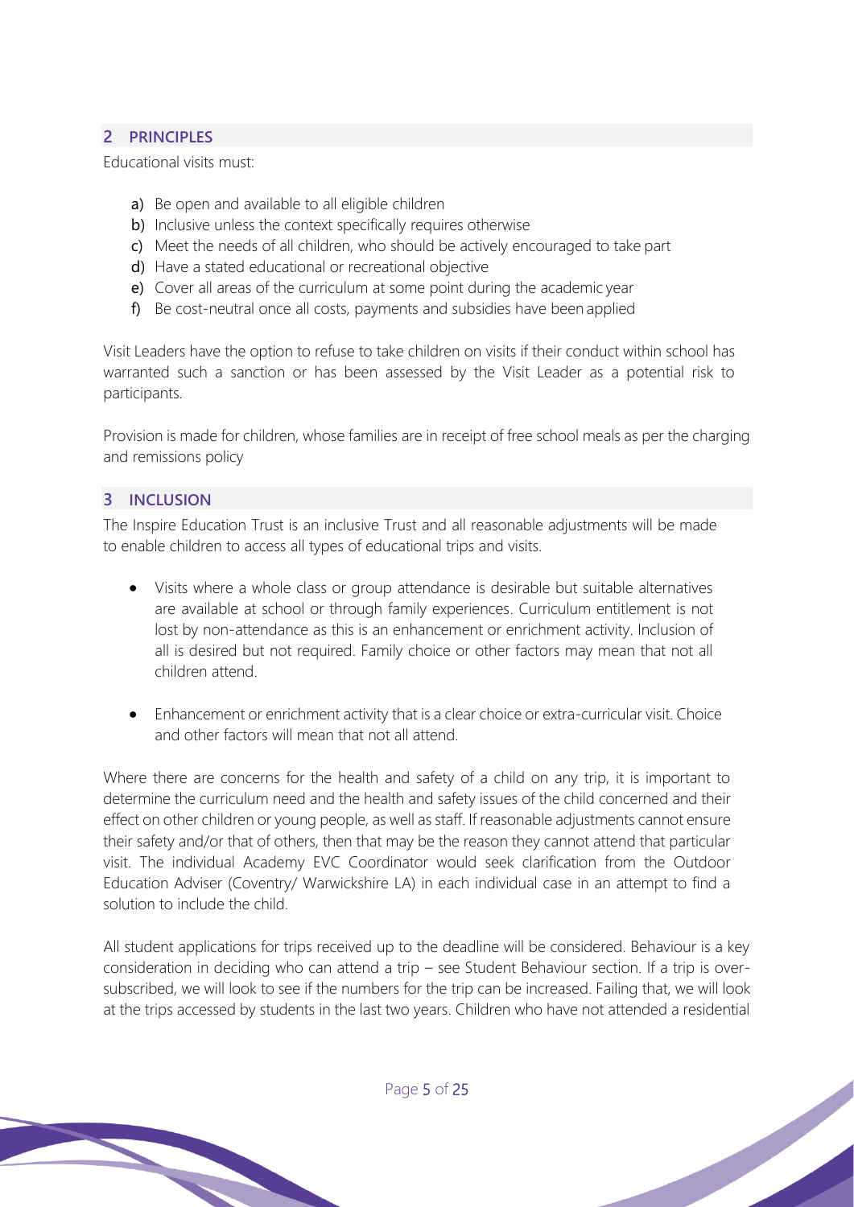## 2 PRINCIPLES

Educational visits must:

a) Be open and available to all eligible children
b) Inclusive unless the context specifically requires otherwise
c) Meet the needs of all children, who should be actively encouraged to take part
d) Have a stated educational or recreational objective
e) Cover all areas of the curriculum at some point during the academic year
f) Be cost-neutral once all costs, payments and subsidies have been applied

Visit Leaders have the option to refuse to take children on visits if their conduct within school has warranted such a sanction or has been assessed by the Visit Leader as a potential risk to participants.

Provision is made for children, whose families are in receipt of free school meals as per the charging and remissions policy

## 3 INCLUSION

The Inspire Education Trust is an inclusive Trust and all reasonable adjustments will be made to enable children to access all types of educational trips and visits.

- Visits where a whole class or group attendance is desirable but suitable alternatives are available at school or through family experiences. Curriculum entitlement is not lost by non-attendance as this is an enhancement or enrichment activity. Inclusion of all is desired but not required. Family choice or other factors may mean that not all children attend.

- Enhancement or enrichment activity that is a clear choice or extra-curricular visit. Choice and other factors will mean that not all attend.

Where there are concerns for the health and safety of a child on any trip, it is important to determine the curriculum need and the health and safety issues of the child concerned and their effect on other children or young people, as well as staff. If reasonable adjustments cannot ensure their safety and/or that of others, then that may be the reason they cannot attend that particular visit. The individual Academy EVC Coordinator would seek clarification from the Outdoor Education Adviser (Coventry/ Warwickshire LA) in each individual case in an attempt to find a solution to include the child.

All student applications for trips received up to the deadline will be considered. Behaviour is a key consideration in deciding who can attend a trip – see Student Behaviour section. If a trip is over-subscribed, we will look to see if the numbers for the trip can be increased. Failing that, we will look at the trips accessed by students in the last two years. Children who have not attended a residential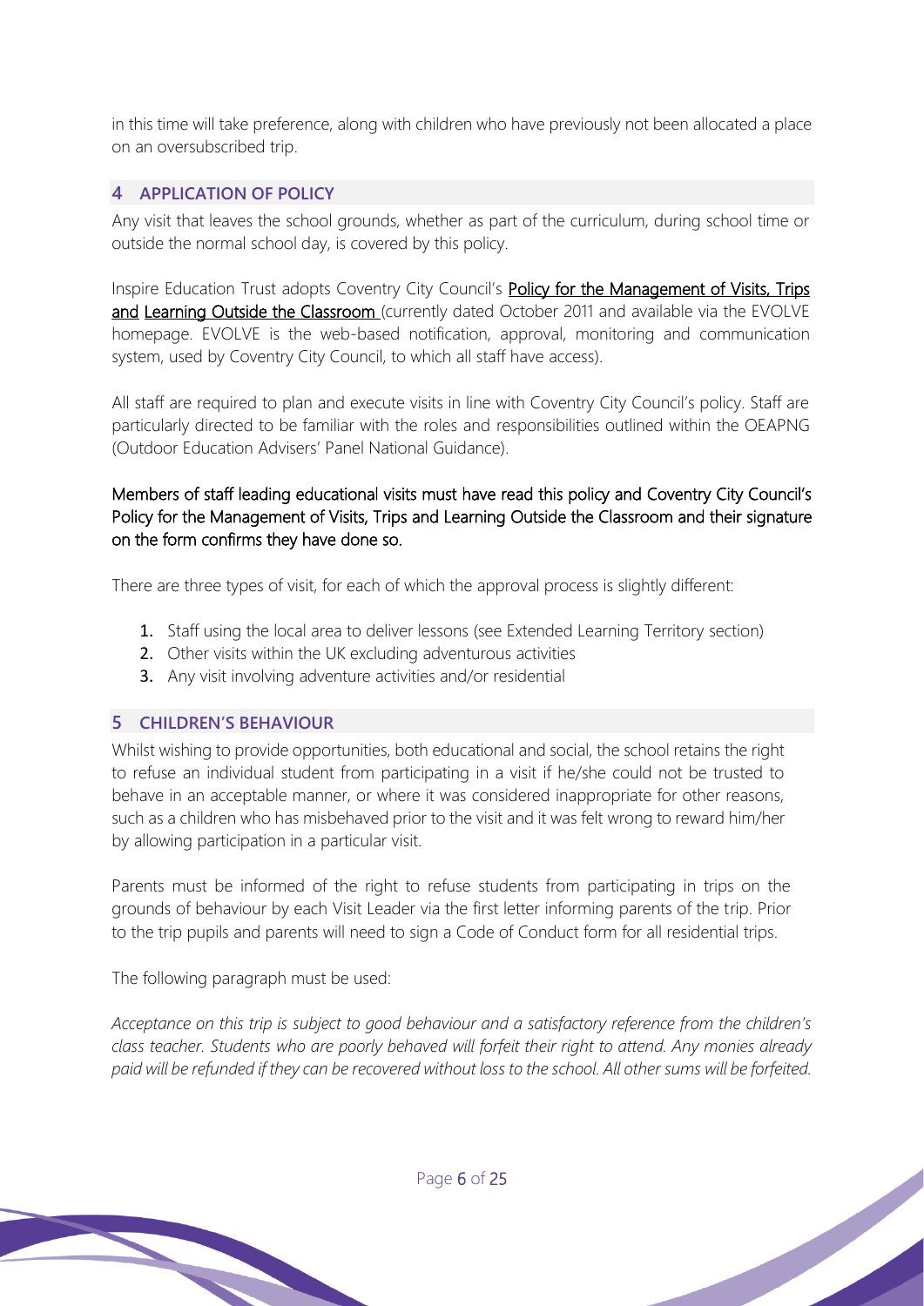in this time will take preference, along with children who have previously not been allocated a place on an oversubscribed trip.

## 4 APPLICATION OF POLICY

Any visit that leaves the school grounds, whether as part of the curriculum, during school time or outside the normal school day, is covered by this policy.

Inspire Education Trust adopts Coventry City Council's **Policy for the Management of Visits, Trips and Learning Outside the Classroom** (currently dated October 2011 and available via the EVOLVE homepage. EVOLVE is the web-based notification, approval, monitoring and communication system, used by Coventry City Council, to which all staff have access).

All staff are required to plan and execute visits in line with Coventry City Council's policy. Staff are particularly directed to be familiar with the roles and responsibilities outlined within the OEAPNG (Outdoor Education Advisers' Panel National Guidance).

Members of staff leading educational visits must have read this policy and Coventry City Council's Policy for the Management of Visits, Trips and Learning Outside the Classroom and their signature on the form confirms they have done so.

There are three types of visit, for each of which the approval process is slightly different:

1. Staff using the local area to deliver lessons (see Extended Learning Territory section)
2. Other visits within the UK excluding adventurous activities
3. Any visit involving adventure activities and/or residential

## 5 CHILDREN'S BEHAVIOUR

Whilst wishing to provide opportunities, both educational and social, the school retains the right to refuse an individual student from participating in a visit if he/she could not be trusted to behave in an acceptable manner, or where it was considered inappropriate for other reasons, such as a children who has misbehaved prior to the visit and it was felt wrong to reward him/her by allowing participation in a particular visit.

Parents must be informed of the right to refuse students from participating in trips on the grounds of behaviour by each Visit Leader via the first letter informing parents of the trip. Prior to the trip pupils and parents will need to sign a Code of Conduct form for all residential trips.

The following paragraph must be used:

*Acceptance on this trip is subject to good behaviour and a satisfactory reference from the children's class teacher. Students who are poorly behaved will forfeit their right to attend. Any monies already paid will be refunded if they can be recovered without loss to the school. All other sums will be forfeited.*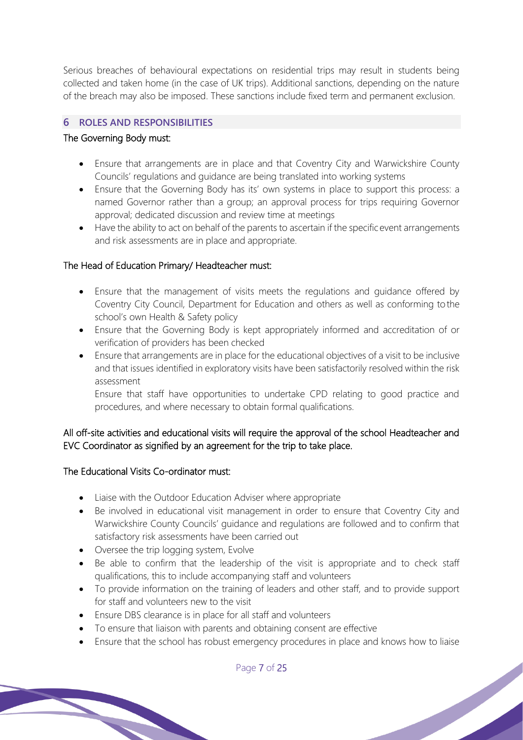Serious breaches of behavioural expectations on residential trips may result in students being collected and taken home (in the case of UK trips). Additional sanctions, depending on the nature of the breach may also be imposed. These sanctions include fixed term and permanent exclusion.

## 6 ROLES AND RESPONSIBILITIES

The Governing Body must:

- Ensure that arrangements are in place and that Coventry City and Warwickshire County Councils' regulations and guidance are being translated into working systems
- Ensure that the Governing Body has its' own systems in place to support this process: a named Governor rather than a group; an approval process for trips requiring Governor approval; dedicated discussion and review time at meetings
- Have the ability to act on behalf of the parents to ascertain if the specific event arrangements and risk assessments are in place and appropriate.

The Head of Education Primary/ Headteacher must:

- Ensure that the management of visits meets the regulations and guidance offered by Coventry City Council, Department for Education and others as well as conforming to the school's own Health & Safety policy
- Ensure that the Governing Body is kept appropriately informed and accreditation of or verification of providers has been checked
- Ensure that arrangements are in place for the educational objectives of a visit to be inclusive and that issues identified in exploratory visits have been satisfactorily resolved within the risk assessment

  Ensure that staff have opportunities to undertake CPD relating to good practice and procedures, and where necessary to obtain formal qualifications.

All off-site activities and educational visits will require the approval of the school Headteacher and EVC Coordinator as signified by an agreement for the trip to take place.

The Educational Visits Co-ordinator must:

- Liaise with the Outdoor Education Adviser where appropriate
- Be involved in educational visit management in order to ensure that Coventry City and Warwickshire County Councils' guidance and regulations are followed and to confirm that satisfactory risk assessments have been carried out
- Oversee the trip logging system, Evolve
- Be able to confirm that the leadership of the visit is appropriate and to check staff qualifications, this to include accompanying staff and volunteers
- To provide information on the training of leaders and other staff, and to provide support for staff and volunteers new to the visit
- Ensure DBS clearance is in place for all staff and volunteers
- To ensure that liaison with parents and obtaining consent are effective
- Ensure that the school has robust emergency procedures in place and knows how to liaise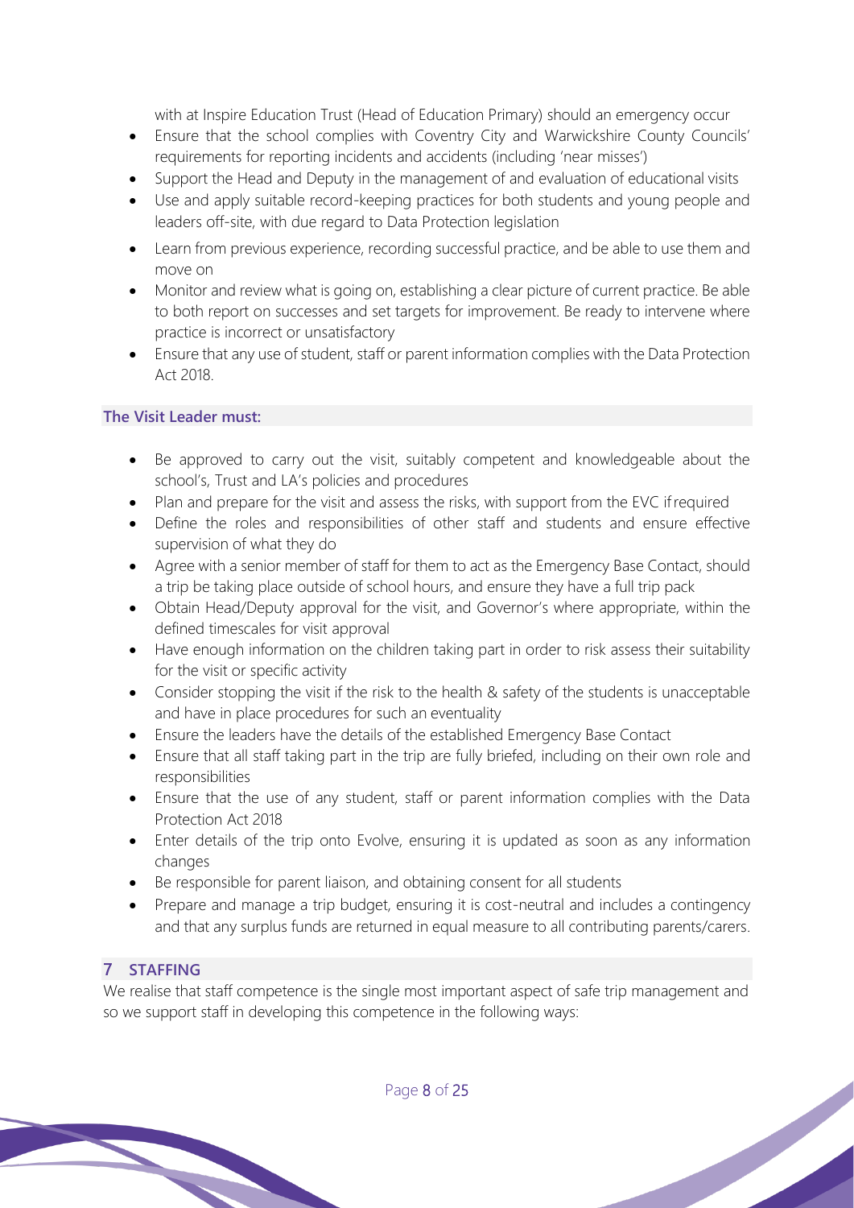with at Inspire Education Trust (Head of Education Primary) should an emergency occur

- Ensure that the school complies with Coventry City and Warwickshire County Councils' requirements for reporting incidents and accidents (including 'near misses')
- Support the Head and Deputy in the management of and evaluation of educational visits
- Use and apply suitable record-keeping practices for both students and young people and leaders off-site, with due regard to Data Protection legislation
- Learn from previous experience, recording successful practice, and be able to use them and move on
- Monitor and review what is going on, establishing a clear picture of current practice. Be able to both report on successes and set targets for improvement. Be ready to intervene where practice is incorrect or unsatisfactory
- Ensure that any use of student, staff or parent information complies with the Data Protection Act 2018.

### The Visit Leader must:

- Be approved to carry out the visit, suitably competent and knowledgeable about the school's, Trust and LA's policies and procedures
- Plan and prepare for the visit and assess the risks, with support from the EVC if required
- Define the roles and responsibilities of other staff and students and ensure effective supervision of what they do
- Agree with a senior member of staff for them to act as the Emergency Base Contact, should a trip be taking place outside of school hours, and ensure they have a full trip pack
- Obtain Head/Deputy approval for the visit, and Governor's where appropriate, within the defined timescales for visit approval
- Have enough information on the children taking part in order to risk assess their suitability for the visit or specific activity
- Consider stopping the visit if the risk to the health & safety of the students is unacceptable and have in place procedures for such an eventuality
- Ensure the leaders have the details of the established Emergency Base Contact
- Ensure that all staff taking part in the trip are fully briefed, including on their own role and responsibilities
- Ensure that the use of any student, staff or parent information complies with the Data Protection Act 2018
- Enter details of the trip onto Evolve, ensuring it is updated as soon as any information changes
- Be responsible for parent liaison, and obtaining consent for all students
- Prepare and manage a trip budget, ensuring it is cost-neutral and includes a contingency and that any surplus funds are returned in equal measure to all contributing parents/carers.

## 7 STAFFING

We realise that staff competence is the single most important aspect of safe trip management and so we support staff in developing this competence in the following ways: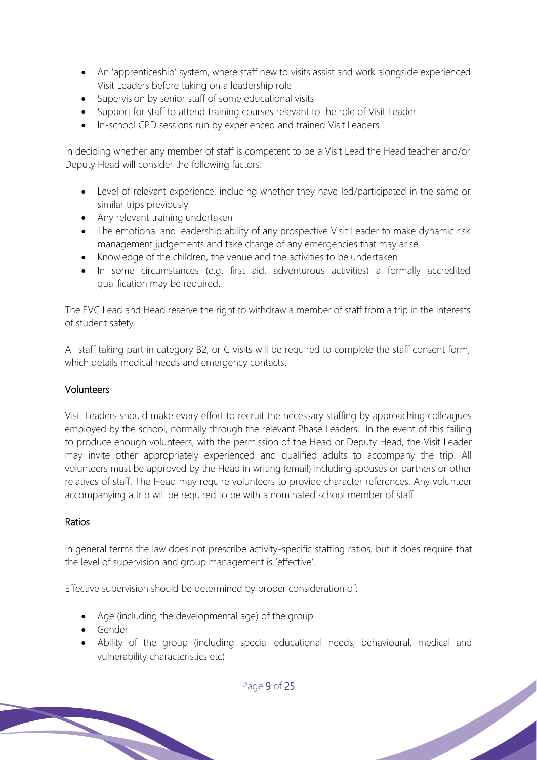- An 'apprenticeship' system, where staff new to visits assist and work alongside experienced Visit Leaders before taking on a leadership role
- Supervision by senior staff of some educational visits
- Support for staff to attend training courses relevant to the role of Visit Leader
- In-school CPD sessions run by experienced and trained Visit Leaders

In deciding whether any member of staff is competent to be a Visit Lead the Head teacher and/or Deputy Head will consider the following factors:

- Level of relevant experience, including whether they have led/participated in the same or similar trips previously
- Any relevant training undertaken
- The emotional and leadership ability of any prospective Visit Leader to make dynamic risk management judgements and take charge of any emergencies that may arise
- Knowledge of the children, the venue and the activities to be undertaken
- In some circumstances (e.g. first aid, adventurous activities) a formally accredited qualification may be required.

The EVC Lead and Head reserve the right to withdraw a member of staff from a trip in the interests of student safety.

All staff taking part in category B2, or C visits will be required to complete the staff consent form, which details medical needs and emergency contacts.

### Volunteers

Visit Leaders should make every effort to recruit the necessary staffing by approaching colleagues employed by the school, normally through the relevant Phase Leaders. In the event of this failing to produce enough volunteers, with the permission of the Head or Deputy Head, the Visit Leader may invite other appropriately experienced and qualified adults to accompany the trip. All volunteers must be approved by the Head in writing (email) including spouses or partners or other relatives of staff. The Head may require volunteers to provide character references. Any volunteer accompanying a trip will be required to be with a nominated school member of staff.

### Ratios

In general terms the law does not prescribe activity-specific staffing ratios, but it does require that the level of supervision and group management is 'effective'.

Effective supervision should be determined by proper consideration of:

- Age (including the developmental age) of the group
- Gender
- Ability of the group (including special educational needs, behavioural, medical and vulnerability characteristics etc)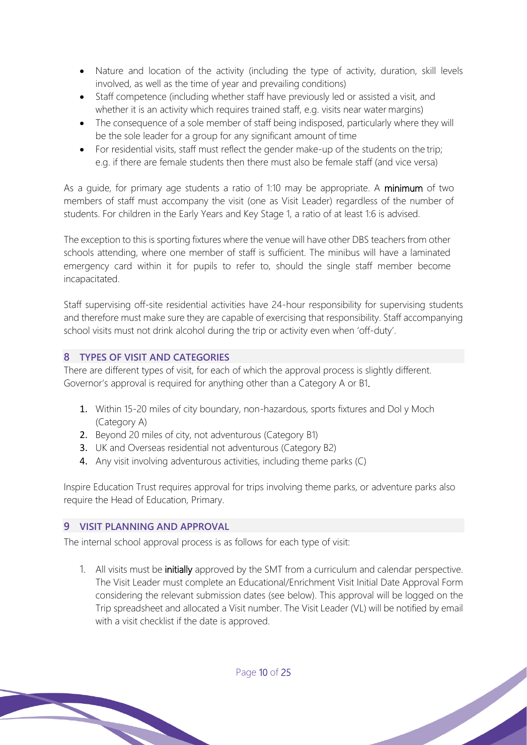- Nature and location of the activity (including the type of activity, duration, skill levels involved, as well as the time of year and prevailing conditions)
- Staff competence (including whether staff have previously led or assisted a visit, and whether it is an activity which requires trained staff, e.g. visits near water margins)
- The consequence of a sole member of staff being indisposed, particularly where they will be the sole leader for a group for any significant amount of time
- For residential visits, staff must reflect the gender make-up of the students on the trip; e.g. if there are female students then there must also be female staff (and vice versa)

As a guide, for primary age students a ratio of 1:10 may be appropriate. A **minimum** of two members of staff must accompany the visit (one as Visit Leader) regardless of the number of students. For children in the Early Years and Key Stage 1, a ratio of at least 1:6 is advised.

The exception to this is sporting fixtures where the venue will have other DBS teachers from other schools attending, where one member of staff is sufficient. The minibus will have a laminated emergency card within it for pupils to refer to, should the single staff member become incapacitated.

Staff supervising off-site residential activities have 24-hour responsibility for supervising students and therefore must make sure they are capable of exercising that responsibility. Staff accompanying school visits must not drink alcohol during the trip or activity even when 'off-duty'.

## 8 TYPES OF VISIT AND CATEGORIES

There are different types of visit, for each of which the approval process is slightly different. Governor's approval is required for anything other than a Category A or B1.

1. Within 15-20 miles of city boundary, non-hazardous, sports fixtures and Dol y Moch (Category A)
2. Beyond 20 miles of city, not adventurous (Category B1)
3. UK and Overseas residential not adventurous (Category B2)
4. Any visit involving adventurous activities, including theme parks (C)

Inspire Education Trust requires approval for trips involving theme parks, or adventure parks also require the Head of Education, Primary.

## 9 VISIT PLANNING AND APPROVAL

The internal school approval process is as follows for each type of visit:

1. All visits must be **initially** approved by the SMT from a curriculum and calendar perspective. The Visit Leader must complete an Educational/Enrichment Visit Initial Date Approval Form considering the relevant submission dates (see below). This approval will be logged on the Trip spreadsheet and allocated a Visit number. The Visit Leader (VL) will be notified by email with a visit checklist if the date is approved.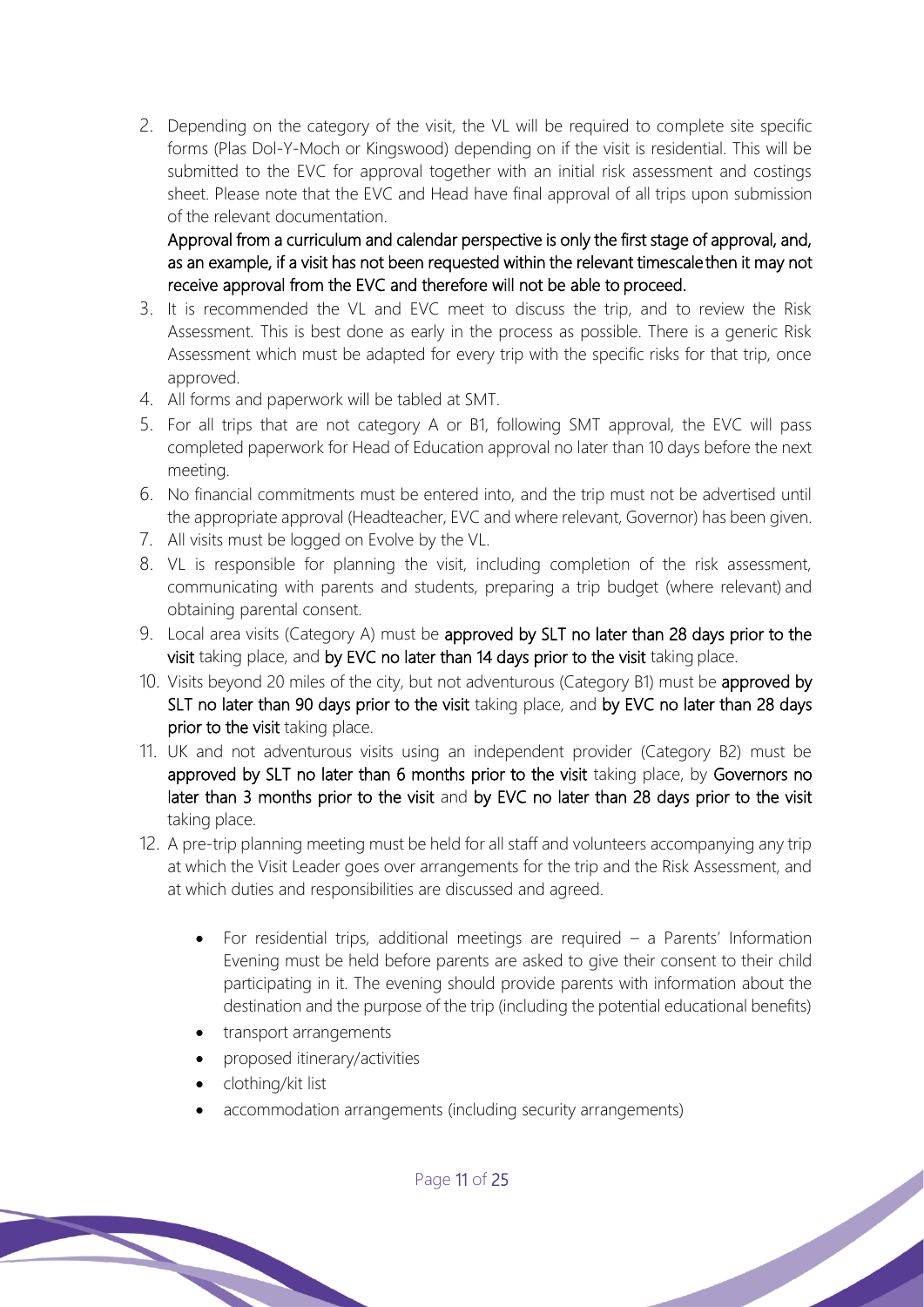2. Depending on the category of the visit, the VL will be required to complete site specific forms (Plas Dol-Y-Moch or Kingswood) depending on if the visit is residential. This will be submitted to the EVC for approval together with an initial risk assessment and costings sheet. Please note that the EVC and Head have final approval of all trips upon submission of the relevant documentation.

   Approval from a curriculum and calendar perspective is only the first stage of approval, and, as an example, if a visit has not been requested within the relevant timescale then it may not receive approval from the EVC and therefore will not be able to proceed.
3. It is recommended the VL and EVC meet to discuss the trip, and to review the Risk Assessment. This is best done as early in the process as possible. There is a generic Risk Assessment which must be adapted for every trip with the specific risks for that trip, once approved.
4. All forms and paperwork will be tabled at SMT.
5. For all trips that are not category A or B1, following SMT approval, the EVC will pass completed paperwork for Head of Education approval no later than 10 days before the next meeting.
6. No financial commitments must be entered into, and the trip must not be advertised until the appropriate approval (Headteacher, EVC and where relevant, Governor) has been given.
7. All visits must be logged on Evolve by the VL.
8. VL is responsible for planning the visit, including completion of the risk assessment, communicating with parents and students, preparing a trip budget (where relevant) and obtaining parental consent.
9. Local area visits (Category A) must be approved by SLT no later than 28 days prior to the visit taking place, and by EVC no later than 14 days prior to the visit taking place.
10. Visits beyond 20 miles of the city, but not adventurous (Category B1) must be approved by SLT no later than 90 days prior to the visit taking place, and by EVC no later than 28 days prior to the visit taking place.
11. UK and not adventurous visits using an independent provider (Category B2) must be approved by SLT no later than 6 months prior to the visit taking place, by Governors no later than 3 months prior to the visit and by EVC no later than 28 days prior to the visit taking place.
12. A pre-trip planning meeting must be held for all staff and volunteers accompanying any trip at which the Visit Leader goes over arrangements for the trip and the Risk Assessment, and at which duties and responsibilities are discussed and agreed.

    - For residential trips, additional meetings are required – a Parents' Information Evening must be held before parents are asked to give their consent to their child participating in it. The evening should provide parents with information about the destination and the purpose of the trip (including the potential educational benefits)
    - transport arrangements
    - proposed itinerary/activities
    - clothing/kit list
    - accommodation arrangements (including security arrangements)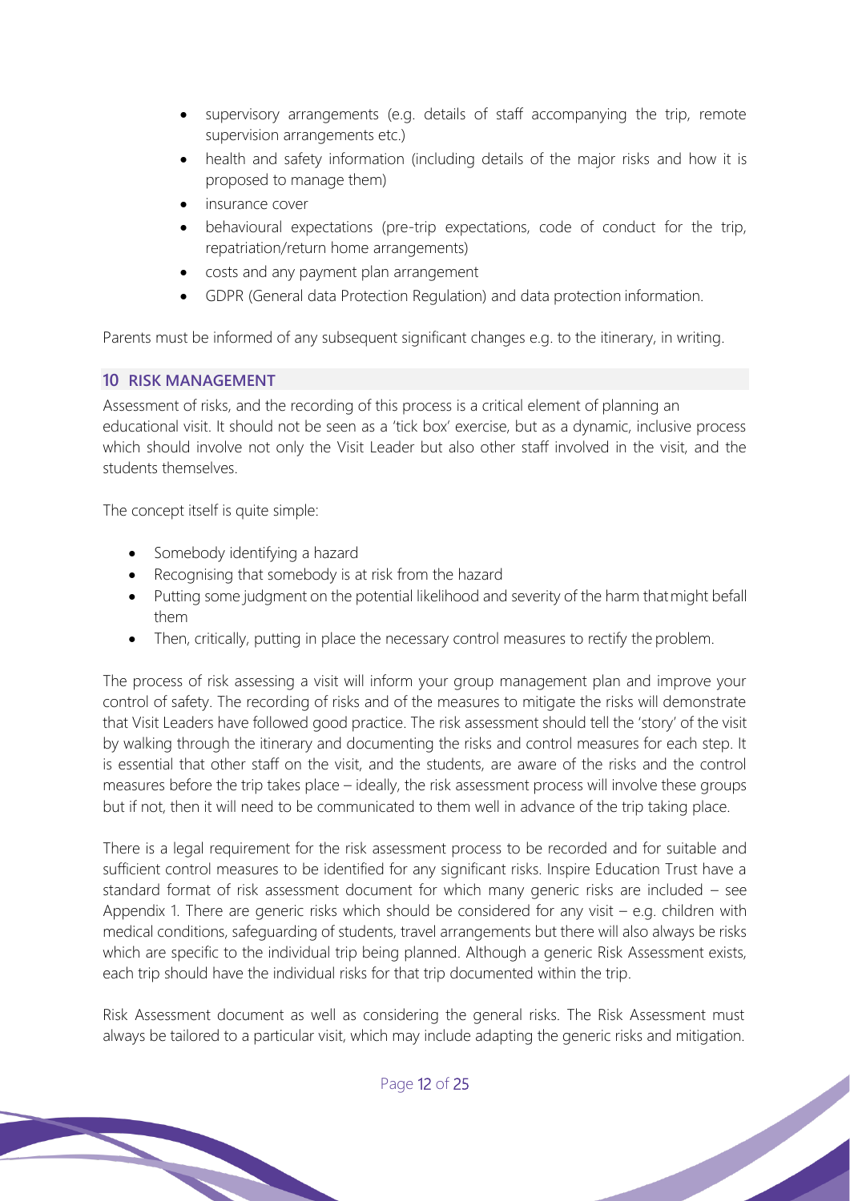- supervisory arrangements (e.g. details of staff accompanying the trip, remote supervision arrangements etc.)
- health and safety information (including details of the major risks and how it is proposed to manage them)
- insurance cover
- behavioural expectations (pre-trip expectations, code of conduct for the trip, repatriation/return home arrangements)
- costs and any payment plan arrangement
- GDPR (General data Protection Regulation) and data protection information.

Parents must be informed of any subsequent significant changes e.g. to the itinerary, in writing.

## 10 RISK MANAGEMENT

Assessment of risks, and the recording of this process is a critical element of planning an educational visit. It should not be seen as a 'tick box' exercise, but as a dynamic, inclusive process which should involve not only the Visit Leader but also other staff involved in the visit, and the students themselves.

The concept itself is quite simple:

- Somebody identifying a hazard
- Recognising that somebody is at risk from the hazard
- Putting some judgment on the potential likelihood and severity of the harm that might befall them
- Then, critically, putting in place the necessary control measures to rectify the problem.

The process of risk assessing a visit will inform your group management plan and improve your control of safety. The recording of risks and of the measures to mitigate the risks will demonstrate that Visit Leaders have followed good practice. The risk assessment should tell the 'story' of the visit by walking through the itinerary and documenting the risks and control measures for each step. It is essential that other staff on the visit, and the students, are aware of the risks and the control measures before the trip takes place – ideally, the risk assessment process will involve these groups but if not, then it will need to be communicated to them well in advance of the trip taking place.

There is a legal requirement for the risk assessment process to be recorded and for suitable and sufficient control measures to be identified for any significant risks. Inspire Education Trust have a standard format of risk assessment document for which many generic risks are included – see Appendix 1. There are generic risks which should be considered for any visit – e.g. children with medical conditions, safeguarding of students, travel arrangements but there will also always be risks which are specific to the individual trip being planned. Although a generic Risk Assessment exists, each trip should have the individual risks for that trip documented within the trip.

Risk Assessment document as well as considering the general risks. The Risk Assessment must always be tailored to a particular visit, which may include adapting the generic risks and mitigation.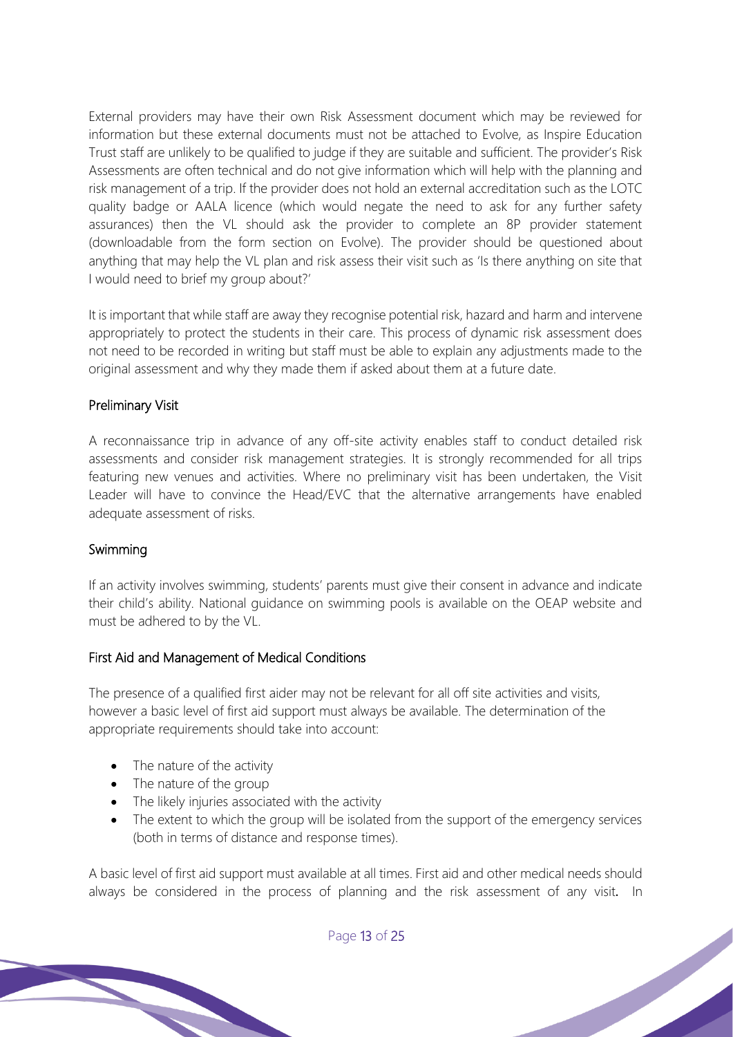External providers may have their own Risk Assessment document which may be reviewed for information but these external documents must not be attached to Evolve, as Inspire Education Trust staff are unlikely to be qualified to judge if they are suitable and sufficient. The provider's Risk Assessments are often technical and do not give information which will help with the planning and risk management of a trip. If the provider does not hold an external accreditation such as the LOTC quality badge or AALA licence (which would negate the need to ask for any further safety assurances) then the VL should ask the provider to complete an 8P provider statement (downloadable from the form section on Evolve). The provider should be questioned about anything that may help the VL plan and risk assess their visit such as 'Is there anything on site that I would need to brief my group about?'

It is important that while staff are away they recognise potential risk, hazard and harm and intervene appropriately to protect the students in their care. This process of dynamic risk assessment does not need to be recorded in writing but staff must be able to explain any adjustments made to the original assessment and why they made them if asked about them at a future date.

### Preliminary Visit

A reconnaissance trip in advance of any off-site activity enables staff to conduct detailed risk assessments and consider risk management strategies. It is strongly recommended for all trips featuring new venues and activities. Where no preliminary visit has been undertaken, the Visit Leader will have to convince the Head/EVC that the alternative arrangements have enabled adequate assessment of risks.

### Swimming

If an activity involves swimming, students' parents must give their consent in advance and indicate their child's ability. National guidance on swimming pools is available on the OEAP website and must be adhered to by the VL.

### First Aid and Management of Medical Conditions

The presence of a qualified first aider may not be relevant for all off site activities and visits, however a basic level of first aid support must always be available. The determination of the appropriate requirements should take into account:

- The nature of the activity
- The nature of the group
- The likely injuries associated with the activity
- The extent to which the group will be isolated from the support of the emergency services (both in terms of distance and response times).

A basic level of first aid support must available at all times. First aid and other medical needs should always be considered in the process of planning and the risk assessment of any visit. In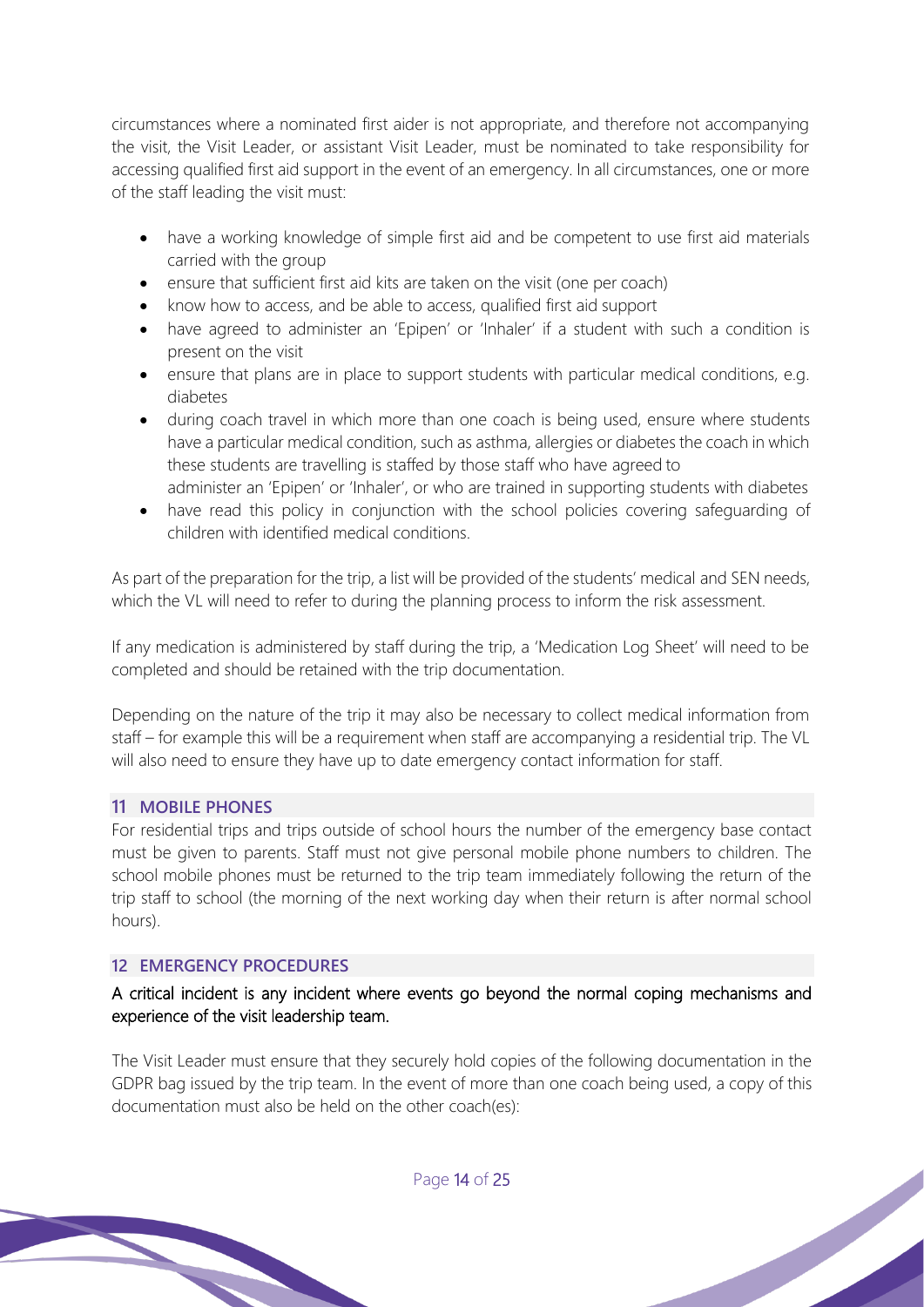circumstances where a nominated first aider is not appropriate, and therefore not accompanying the visit, the Visit Leader, or assistant Visit Leader, must be nominated to take responsibility for accessing qualified first aid support in the event of an emergency. In all circumstances, one or more of the staff leading the visit must:

- have a working knowledge of simple first aid and be competent to use first aid materials carried with the group
- ensure that sufficient first aid kits are taken on the visit (one per coach)
- know how to access, and be able to access, qualified first aid support
- have agreed to administer an 'Epipen' or 'Inhaler' if a student with such a condition is present on the visit
- ensure that plans are in place to support students with particular medical conditions, e.g. diabetes
- during coach travel in which more than one coach is being used, ensure where students have a particular medical condition, such as asthma, allergies or diabetes the coach in which these students are travelling is staffed by those staff who have agreed to administer an 'Epipen' or 'Inhaler', or who are trained in supporting students with diabetes
- have read this policy in conjunction with the school policies covering safeguarding of children with identified medical conditions.

As part of the preparation for the trip, a list will be provided of the students' medical and SEN needs, which the VL will need to refer to during the planning process to inform the risk assessment.

If any medication is administered by staff during the trip, a 'Medication Log Sheet' will need to be completed and should be retained with the trip documentation.

Depending on the nature of the trip it may also be necessary to collect medical information from staff – for example this will be a requirement when staff are accompanying a residential trip. The VL will also need to ensure they have up to date emergency contact information for staff.

## 11 MOBILE PHONES

For residential trips and trips outside of school hours the number of the emergency base contact must be given to parents. Staff must not give personal mobile phone numbers to children. The school mobile phones must be returned to the trip team immediately following the return of the trip staff to school (the morning of the next working day when their return is after normal school hours).

## 12 EMERGENCY PROCEDURES

A critical incident is any incident where events go beyond the normal coping mechanisms and experience of the visit leadership team.

The Visit Leader must ensure that they securely hold copies of the following documentation in the GDPR bag issued by the trip team. In the event of more than one coach being used, a copy of this documentation must also be held on the other coach(es):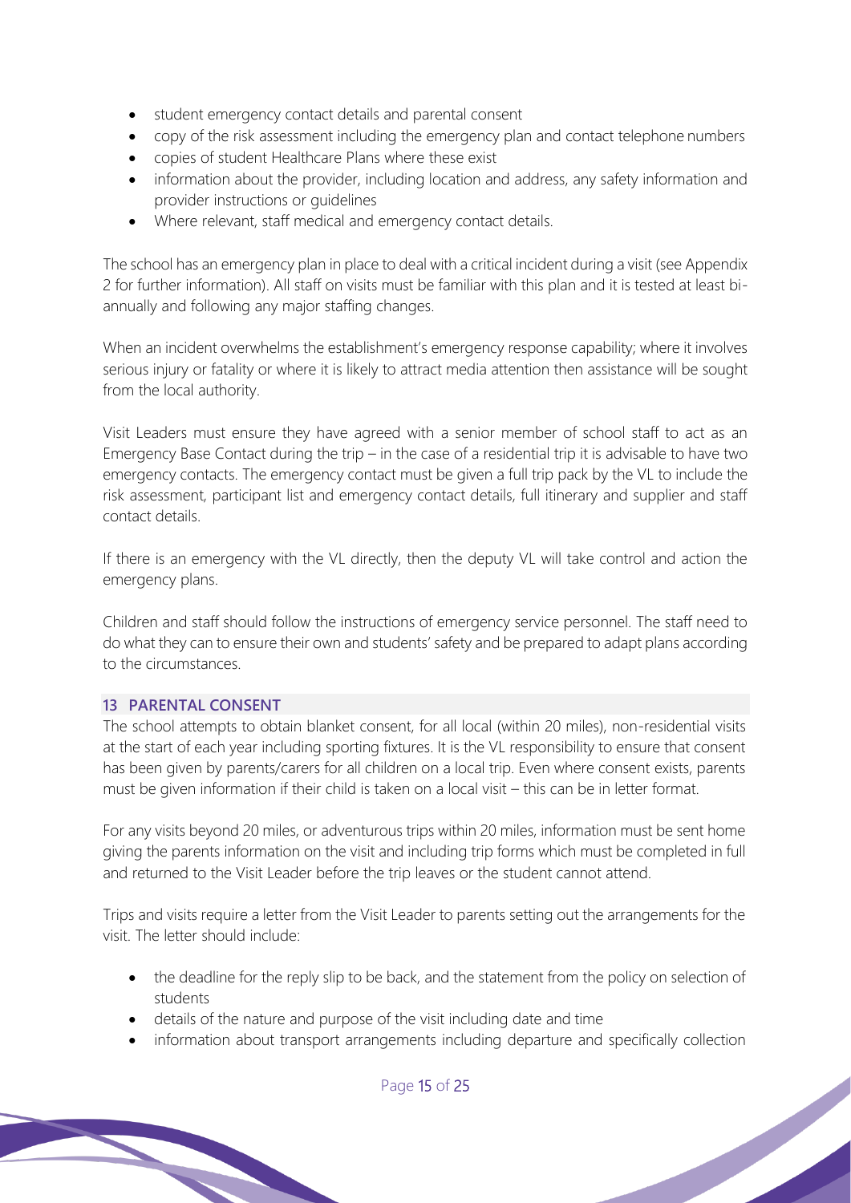- student emergency contact details and parental consent
- copy of the risk assessment including the emergency plan and contact telephone numbers
- copies of student Healthcare Plans where these exist
- information about the provider, including location and address, any safety information and provider instructions or guidelines
- Where relevant, staff medical and emergency contact details.

The school has an emergency plan in place to deal with a critical incident during a visit (see Appendix 2 for further information). All staff on visits must be familiar with this plan and it is tested at least bi-annually and following any major staffing changes.

When an incident overwhelms the establishment's emergency response capability; where it involves serious injury or fatality or where it is likely to attract media attention then assistance will be sought from the local authority.

Visit Leaders must ensure they have agreed with a senior member of school staff to act as an Emergency Base Contact during the trip – in the case of a residential trip it is advisable to have two emergency contacts. The emergency contact must be given a full trip pack by the VL to include the risk assessment, participant list and emergency contact details, full itinerary and supplier and staff contact details.

If there is an emergency with the VL directly, then the deputy VL will take control and action the emergency plans.

Children and staff should follow the instructions of emergency service personnel. The staff need to do what they can to ensure their own and students' safety and be prepared to adapt plans according to the circumstances.

## 13 PARENTAL CONSENT

The school attempts to obtain blanket consent, for all local (within 20 miles), non-residential visits at the start of each year including sporting fixtures. It is the VL responsibility to ensure that consent has been given by parents/carers for all children on a local trip. Even where consent exists, parents must be given information if their child is taken on a local visit – this can be in letter format.

For any visits beyond 20 miles, or adventurous trips within 20 miles, information must be sent home giving the parents information on the visit and including trip forms which must be completed in full and returned to the Visit Leader before the trip leaves or the student cannot attend.

Trips and visits require a letter from the Visit Leader to parents setting out the arrangements for the visit. The letter should include:

- the deadline for the reply slip to be back, and the statement from the policy on selection of students
- details of the nature and purpose of the visit including date and time
- information about transport arrangements including departure and specifically collection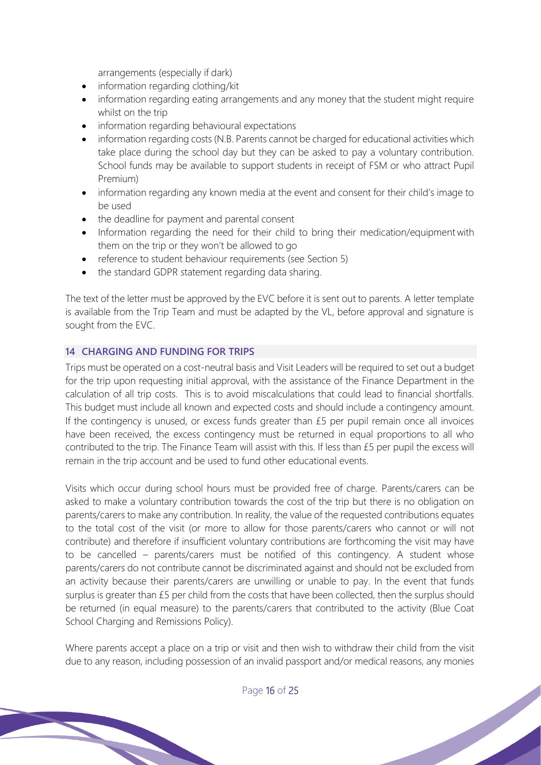arrangements (especially if dark)

- information regarding clothing/kit
- information regarding eating arrangements and any money that the student might require whilst on the trip
- information regarding behavioural expectations
- information regarding costs (N.B. Parents cannot be charged for educational activities which take place during the school day but they can be asked to pay a voluntary contribution. School funds may be available to support students in receipt of FSM or who attract Pupil Premium)
- information regarding any known media at the event and consent for their child's image to be used
- the deadline for payment and parental consent
- Information regarding the need for their child to bring their medication/equipment with them on the trip or they won't be allowed to go
- reference to student behaviour requirements (see Section 5)
- the standard GDPR statement regarding data sharing.

The text of the letter must be approved by the EVC before it is sent out to parents. A letter template is available from the Trip Team and must be adapted by the VL, before approval and signature is sought from the EVC.

## 14 CHARGING AND FUNDING FOR TRIPS

Trips must be operated on a cost-neutral basis and Visit Leaders will be required to set out a budget for the trip upon requesting initial approval, with the assistance of the Finance Department in the calculation of all trip costs. This is to avoid miscalculations that could lead to financial shortfalls. This budget must include all known and expected costs and should include a contingency amount. If the contingency is unused, or excess funds greater than £5 per pupil remain once all invoices have been received, the excess contingency must be returned in equal proportions to all who contributed to the trip. The Finance Team will assist with this. If less than £5 per pupil the excess will remain in the trip account and be used to fund other educational events.

Visits which occur during school hours must be provided free of charge. Parents/carers can be asked to make a voluntary contribution towards the cost of the trip but there is no obligation on parents/carers to make any contribution. In reality, the value of the requested contributions equates to the total cost of the visit (or more to allow for those parents/carers who cannot or will not contribute) and therefore if insufficient voluntary contributions are forthcoming the visit may have to be cancelled – parents/carers must be notified of this contingency. A student whose parents/carers do not contribute cannot be discriminated against and should not be excluded from an activity because their parents/carers are unwilling or unable to pay. In the event that funds surplus is greater than £5 per child from the costs that have been collected, then the surplus should be returned (in equal measure) to the parents/carers that contributed to the activity (Blue Coat School Charging and Remissions Policy).

Where parents accept a place on a trip or visit and then wish to withdraw their child from the visit due to any reason, including possession of an invalid passport and/or medical reasons, any monies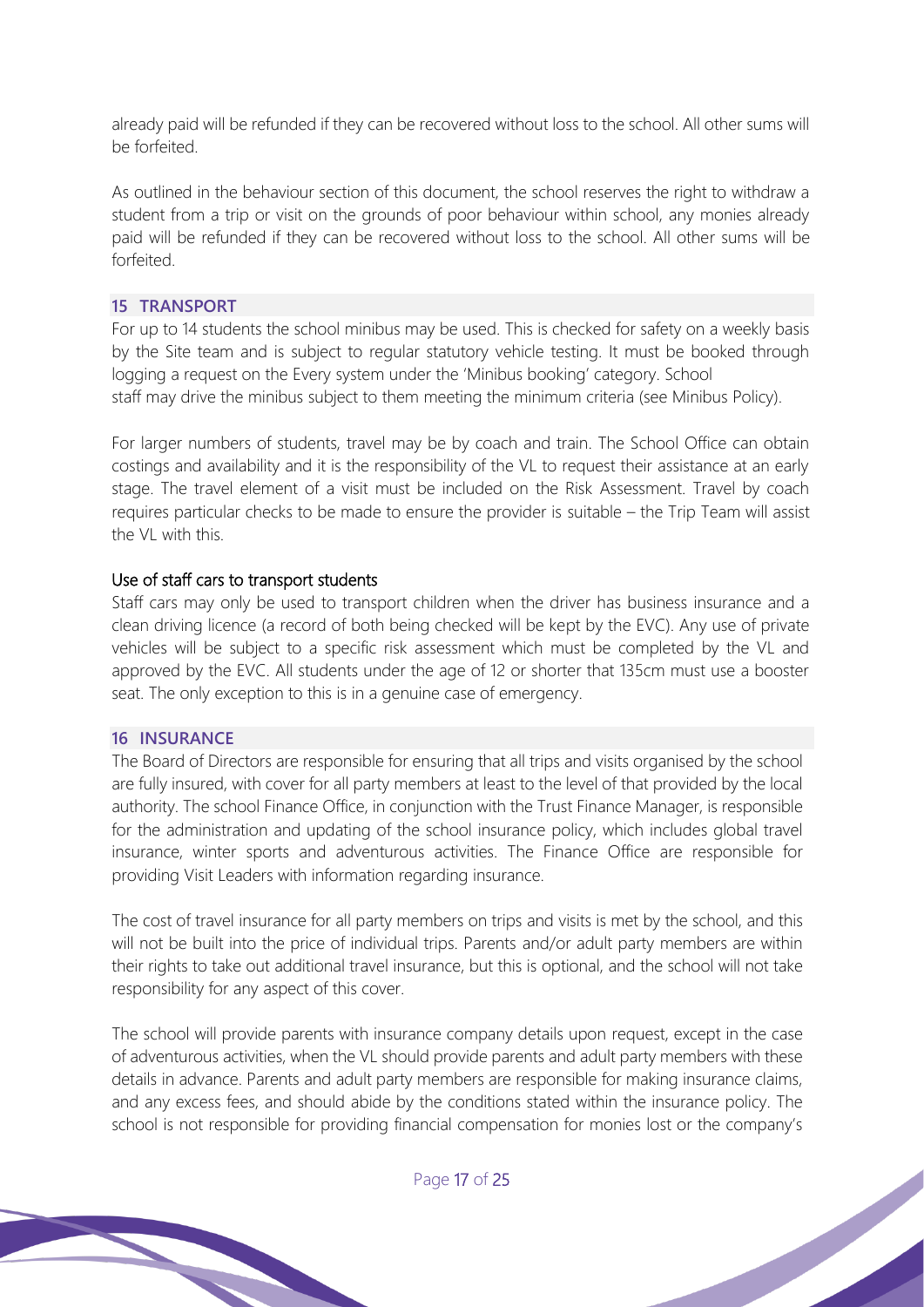already paid will be refunded if they can be recovered without loss to the school. All other sums will be forfeited.

As outlined in the behaviour section of this document, the school reserves the right to withdraw a student from a trip or visit on the grounds of poor behaviour within school, any monies already paid will be refunded if they can be recovered without loss to the school. All other sums will be forfeited.

## 15 TRANSPORT

For up to 14 students the school minibus may be used. This is checked for safety on a weekly basis by the Site team and is subject to regular statutory vehicle testing. It must be booked through logging a request on the Every system under the 'Minibus booking' category. School staff may drive the minibus subject to them meeting the minimum criteria (see Minibus Policy).

For larger numbers of students, travel may be by coach and train. The School Office can obtain costings and availability and it is the responsibility of the VL to request their assistance at an early stage. The travel element of a visit must be included on the Risk Assessment. Travel by coach requires particular checks to be made to ensure the provider is suitable – the Trip Team will assist the VL with this.

### Use of staff cars to transport students

Staff cars may only be used to transport children when the driver has business insurance and a clean driving licence (a record of both being checked will be kept by the EVC). Any use of private vehicles will be subject to a specific risk assessment which must be completed by the VL and approved by the EVC. All students under the age of 12 or shorter that 135cm must use a booster seat. The only exception to this is in a genuine case of emergency.

## 16 INSURANCE

The Board of Directors are responsible for ensuring that all trips and visits organised by the school are fully insured, with cover for all party members at least to the level of that provided by the local authority. The school Finance Office, in conjunction with the Trust Finance Manager, is responsible for the administration and updating of the school insurance policy, which includes global travel insurance, winter sports and adventurous activities. The Finance Office are responsible for providing Visit Leaders with information regarding insurance.

The cost of travel insurance for all party members on trips and visits is met by the school, and this will not be built into the price of individual trips. Parents and/or adult party members are within their rights to take out additional travel insurance, but this is optional, and the school will not take responsibility for any aspect of this cover.

The school will provide parents with insurance company details upon request, except in the case of adventurous activities, when the VL should provide parents and adult party members with these details in advance. Parents and adult party members are responsible for making insurance claims, and any excess fees, and should abide by the conditions stated within the insurance policy. The school is not responsible for providing financial compensation for monies lost or the company's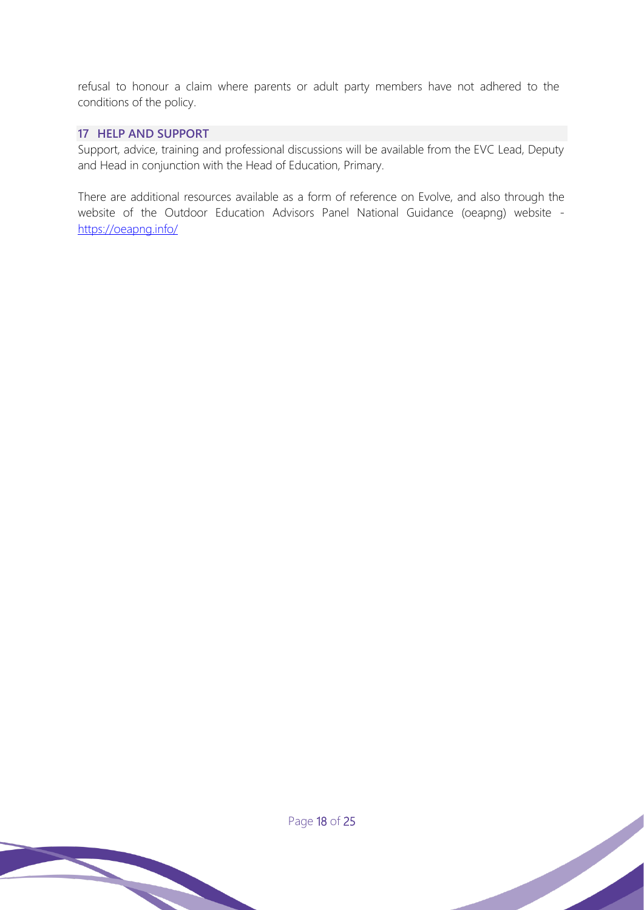refusal to honour a claim where parents or adult party members have not adhered to the conditions of the policy.

## 17 HELP AND SUPPORT

Support, advice, training and professional discussions will be available from the EVC Lead, Deputy and Head in conjunction with the Head of Education, Primary.

There are additional resources available as a form of reference on Evolve, and also through the website of the Outdoor Education Advisors Panel National Guidance (oeapng) website - https://oeapng.info/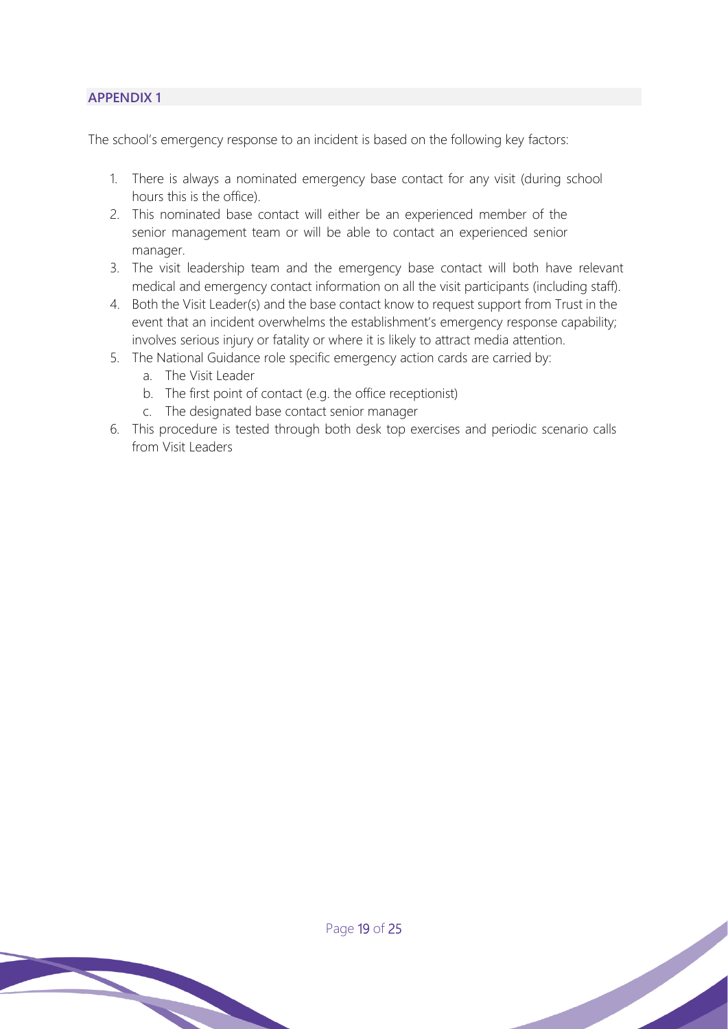## APPENDIX 1

The school's emergency response to an incident is based on the following key factors:

1. There is always a nominated emergency base contact for any visit (during school hours this is the office).
2. This nominated base contact will either be an experienced member of the senior management team or will be able to contact an experienced senior manager.
3. The visit leadership team and the emergency base contact will both have relevant medical and emergency contact information on all the visit participants (including staff).
4. Both the Visit Leader(s) and the base contact know to request support from Trust in the event that an incident overwhelms the establishment's emergency response capability; involves serious injury or fatality or where it is likely to attract media attention.
5. The National Guidance role specific emergency action cards are carried by:
    a. The Visit Leader
    b. The first point of contact (e.g. the office receptionist)
    c. The designated base contact senior manager
6. This procedure is tested through both desk top exercises and periodic scenario calls from Visit Leaders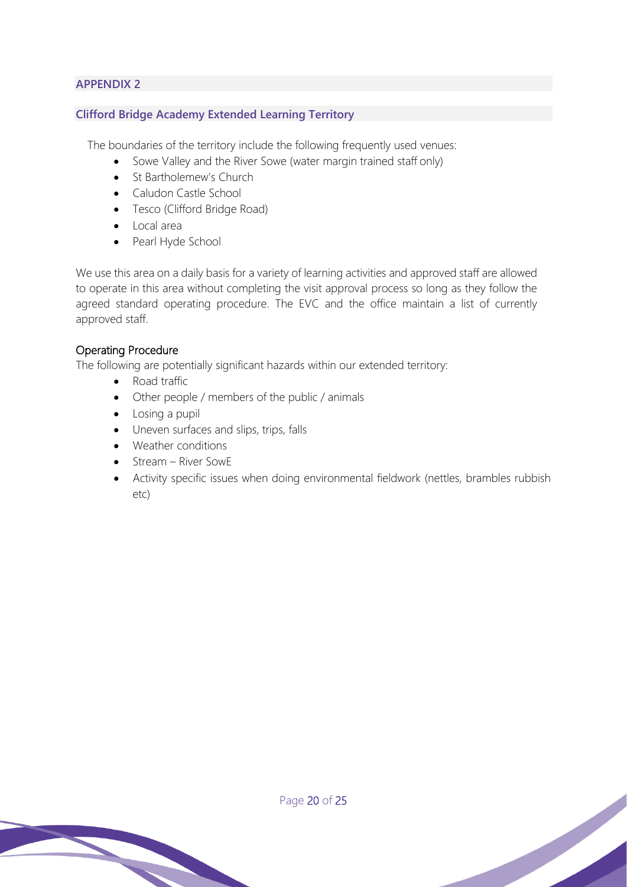## APPENDIX 2

### Clifford Bridge Academy Extended Learning Territory

The boundaries of the territory include the following frequently used venues:

- Sowe Valley and the River Sowe (water margin trained staff only)
- St Bartholemew's Church
- Caludon Castle School
- Tesco (Clifford Bridge Road)
- Local area
- Pearl Hyde School

We use this area on a daily basis for a variety of learning activities and approved staff are allowed to operate in this area without completing the visit approval process so long as they follow the agreed standard operating procedure. The EVC and the office maintain a list of currently approved staff.

#### Operating Procedure

The following are potentially significant hazards within our extended territory:

- Road traffic
- Other people / members of the public / animals
- Losing a pupil
- Uneven surfaces and slips, trips, falls
- Weather conditions
- Stream – River SowE
- Activity specific issues when doing environmental fieldwork (nettles, brambles rubbish etc)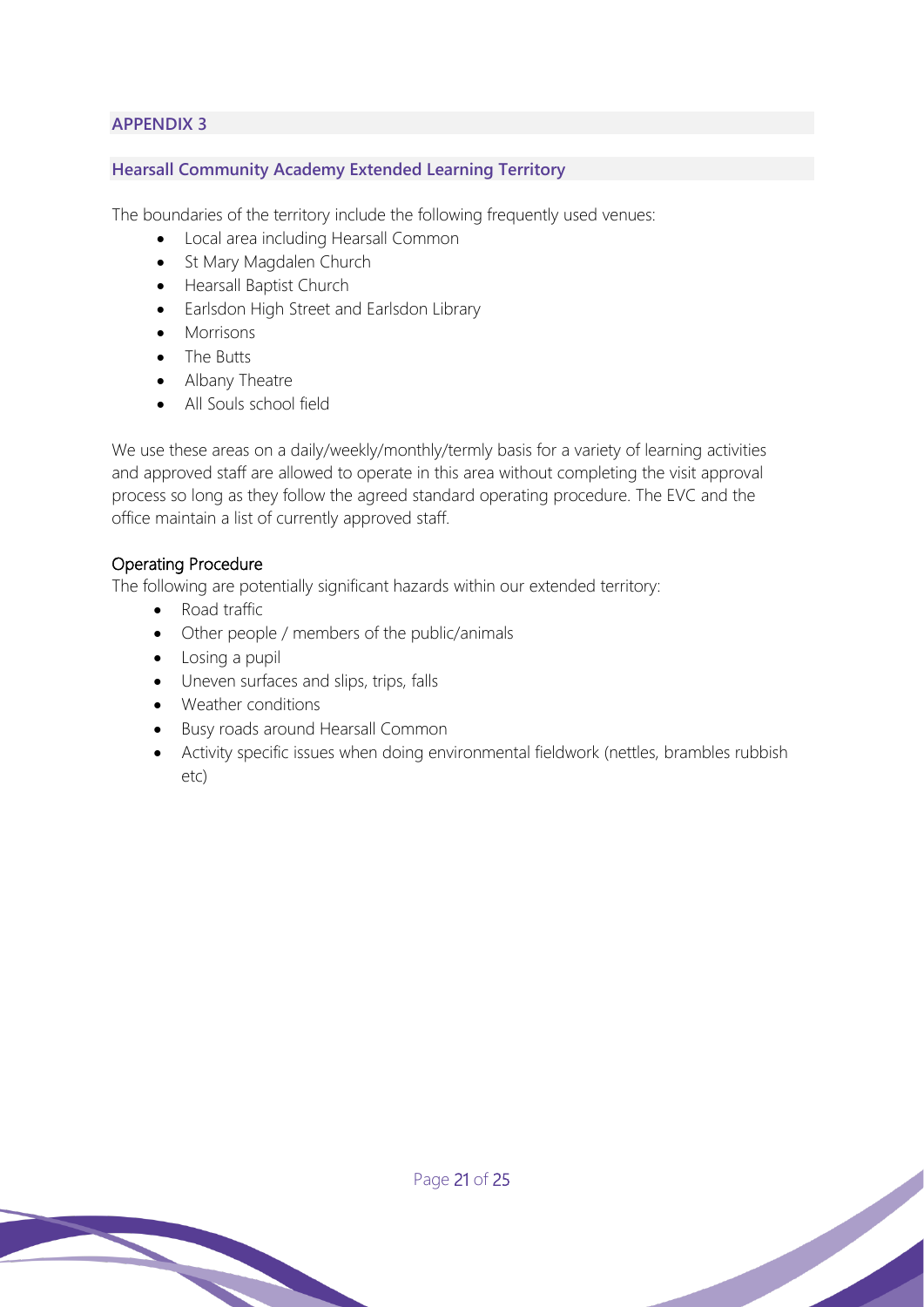## APPENDIX 3

### Hearsall Community Academy Extended Learning Territory

The boundaries of the territory include the following frequently used venues:

- Local area including Hearsall Common
- St Mary Magdalen Church
- Hearsall Baptist Church
- Earlsdon High Street and Earlsdon Library
- Morrisons
- The Butts
- Albany Theatre
- All Souls school field

We use these areas on a daily/weekly/monthly/termly basis for a variety of learning activities and approved staff are allowed to operate in this area without completing the visit approval process so long as they follow the agreed standard operating procedure. The EVC and the office maintain a list of currently approved staff.

#### Operating Procedure

The following are potentially significant hazards within our extended territory:

- Road traffic
- Other people / members of the public/animals
- Losing a pupil
- Uneven surfaces and slips, trips, falls
- Weather conditions
- Busy roads around Hearsall Common
- Activity specific issues when doing environmental fieldwork (nettles, brambles rubbish etc)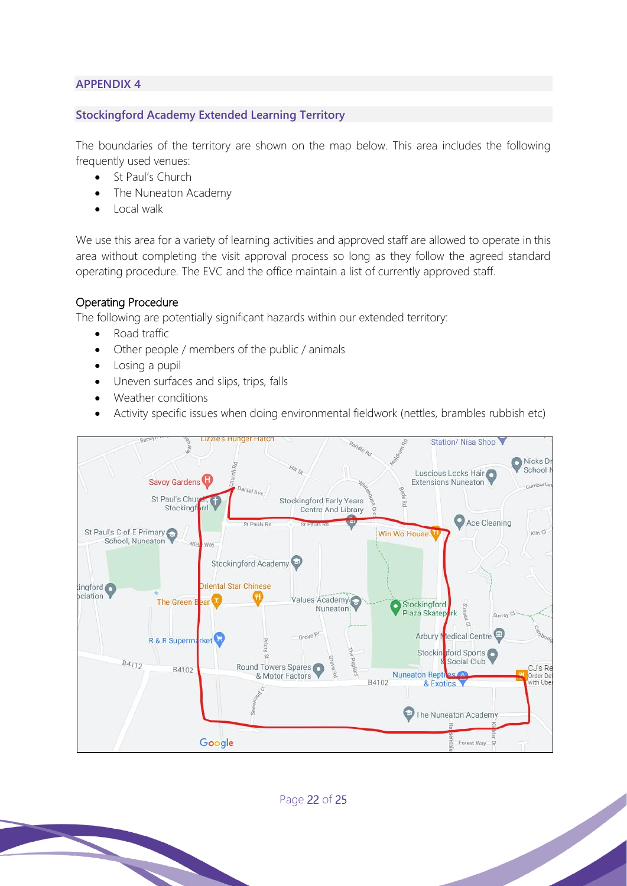## APPENDIX 4

### Stockingford Academy Extended Learning Territory

The boundaries of the territory are shown on the map below. This area includes the following frequently used venues:

- St Paul's Church
- The Nuneaton Academy
- Local walk

We use this area for a variety of learning activities and approved staff are allowed to operate in this area without completing the visit approval process so long as they follow the agreed standard operating procedure. The EVC and the office maintain a list of currently approved staff.

#### Operating Procedure

The following are potentially significant hazards within our extended territory:

- Road traffic
- Other people / members of the public / animals
- Losing a pupil
- Uneven surfaces and slips, trips, falls
- Weather conditions
- Activity specific issues when doing environmental fieldwork (nettles, brambles rubbish etc)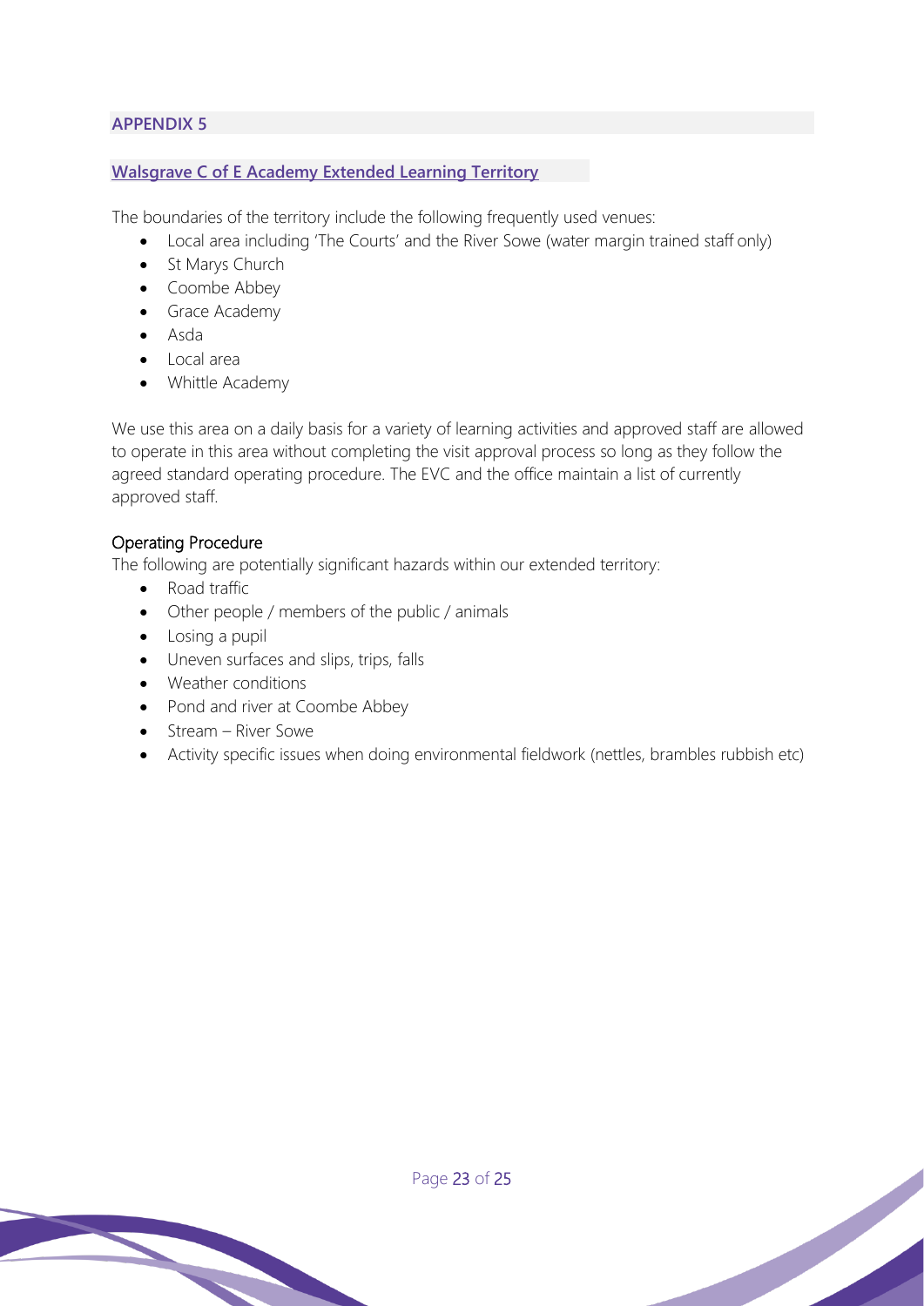## APPENDIX 5

### Walsgrave C of E Academy Extended Learning Territory

The boundaries of the territory include the following frequently used venues:

- Local area including 'The Courts' and the River Sowe (water margin trained staff only)
- St Marys Church
- Coombe Abbey
- Grace Academy
- Asda
- Local area
- Whittle Academy

We use this area on a daily basis for a variety of learning activities and approved staff are allowed to operate in this area without completing the visit approval process so long as they follow the agreed standard operating procedure. The EVC and the office maintain a list of currently approved staff.

#### Operating Procedure

The following are potentially significant hazards within our extended territory:

- Road traffic
- Other people / members of the public / animals
- Losing a pupil
- Uneven surfaces and slips, trips, falls
- Weather conditions
- Pond and river at Coombe Abbey
- Stream – River Sowe
- Activity specific issues when doing environmental fieldwork (nettles, brambles rubbish etc)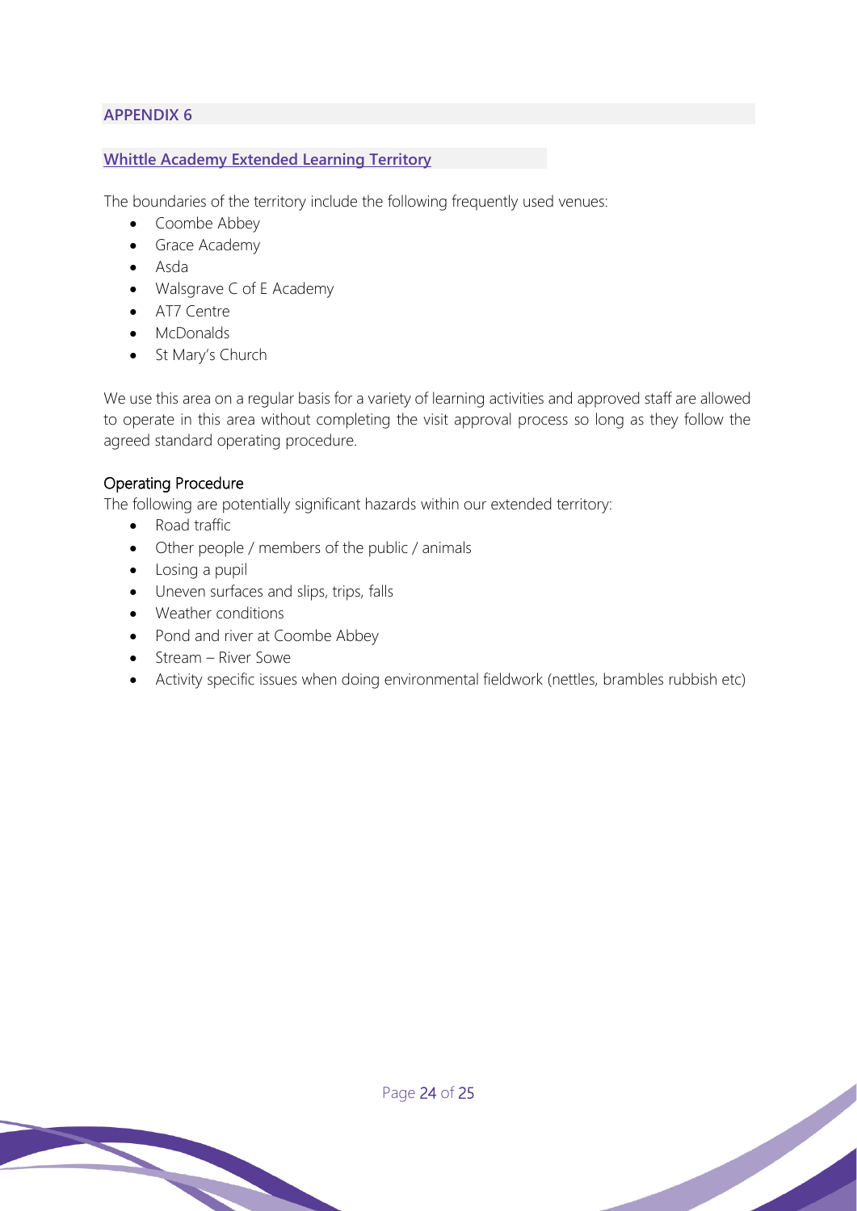## APPENDIX 6

### Whittle Academy Extended Learning Territory

The boundaries of the territory include the following frequently used venues:

- Coombe Abbey
- Grace Academy
- Asda
- Walsgrave C of E Academy
- AT7 Centre
- McDonalds
- St Mary's Church

We use this area on a regular basis for a variety of learning activities and approved staff are allowed to operate in this area without completing the visit approval process so long as they follow the agreed standard operating procedure.

#### Operating Procedure

The following are potentially significant hazards within our extended territory:

- Road traffic
- Other people / members of the public / animals
- Losing a pupil
- Uneven surfaces and slips, trips, falls
- Weather conditions
- Pond and river at Coombe Abbey
- Stream – River Sowe
- Activity specific issues when doing environmental fieldwork (nettles, brambles rubbish etc)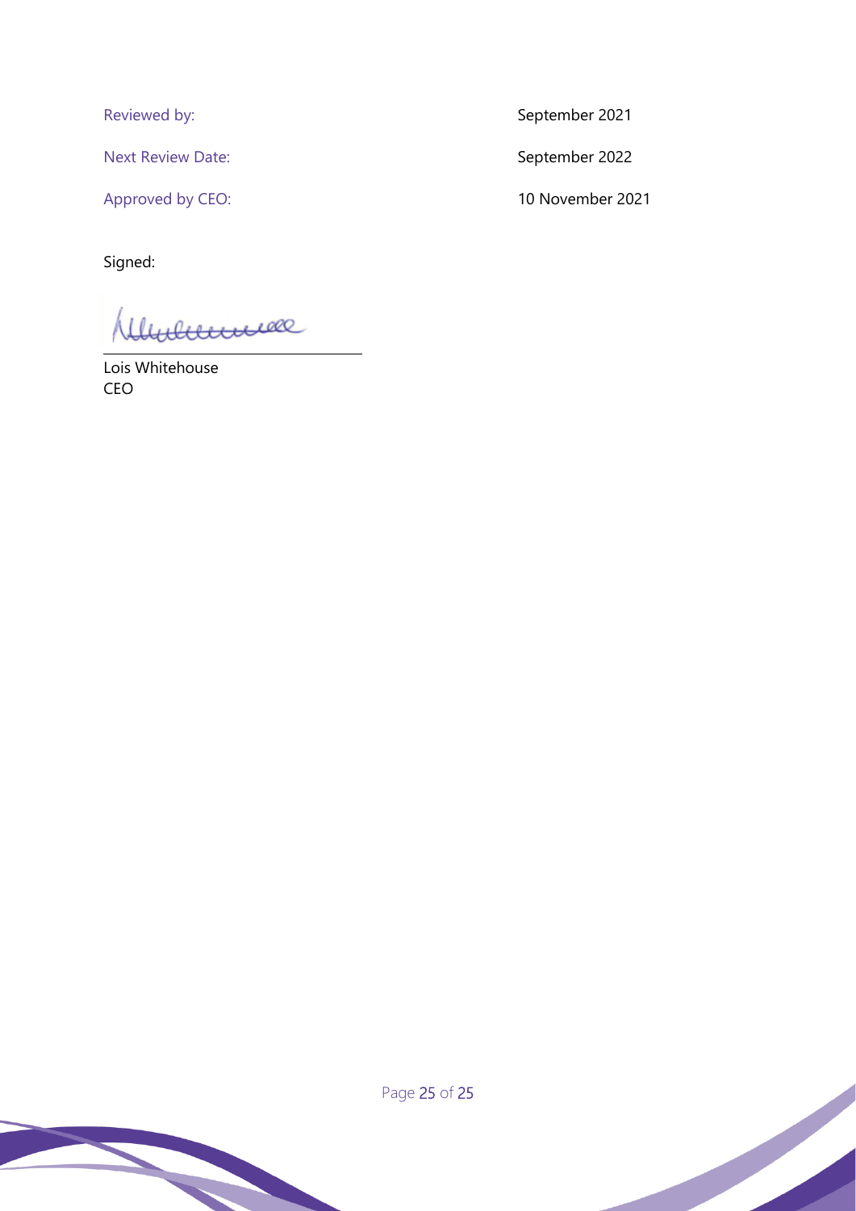| | |
|---|---|
| Reviewed by: | September 2021 |
| Next Review Date: | September 2022 |
| Approved by CEO: | 10 November 2021 |

Signed:

Lois Whitehouse
CEO